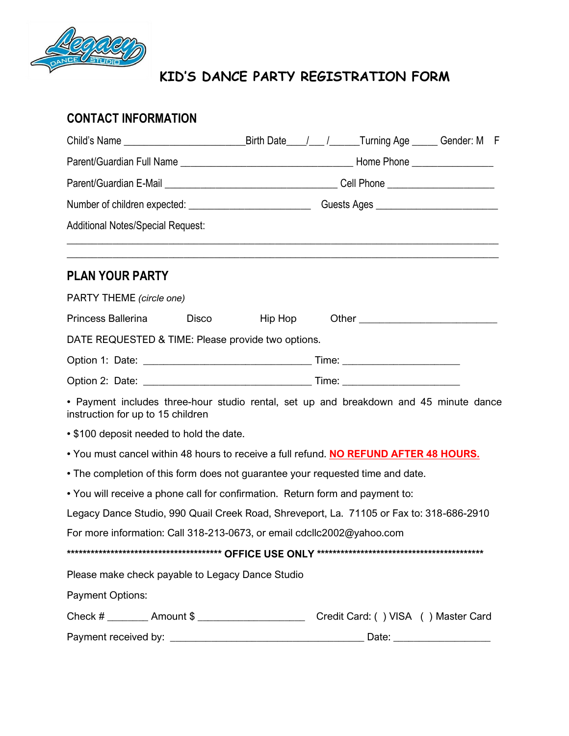# KID'S DANCE PARTY REGISTRATION FORM

## CONTACT INFORMATION

Child's Name ______________________ Birth Date____/___/______ Turning Age _____ Gender: M F

Parent/Guardian Full Name _______________________________ Home Phone _______________

Parent/Guardian E-Mail _______________________________ Cell Phone ___________________

Number of children expected: ______________________ Guests Ages ______________________

Additional Notes/Special Request:

________________________________________________________________________________

________________________________________________________________________________

## PLAN YOUR PARTY

PARTY THEME *(circle one)*

Princess Ballerina Disco Hip Hop Other _________________________

DATE REQUESTED & TIME: Please provide two options.

Option 1: Date: _______________________________ Time: _____________________

Option 2: Date: _______________________________ Time: _____________________

- Payment includes three-hour studio rental, set up and breakdown and 45 minute dance instruction for up to 15 children
- $100 deposit needed to hold the date.
- You must cancel within 48 hours to receive a full refund. **NO REFUND AFTER 48 HOURS.**
- The completion of this form does not guarantee your requested time and date.
- You will receive a phone call for confirmation. Return form and payment to:

Legacy Dance Studio, 990 Quail Creek Road, Shreveport, La. 71105 or Fax to: 318-686-2910

For more information: Call 318-213-0673, or email cdcllc2002@yahoo.com

****************************************** **OFFICE USE ONLY** ********************************************

Please make check payable to Legacy Dance Studio

Payment Options:

Check # _______ Amount $ ___________________ Credit Card: ( ) VISA ( ) Master Card

Payment received by: ___________________________________ Date: _________________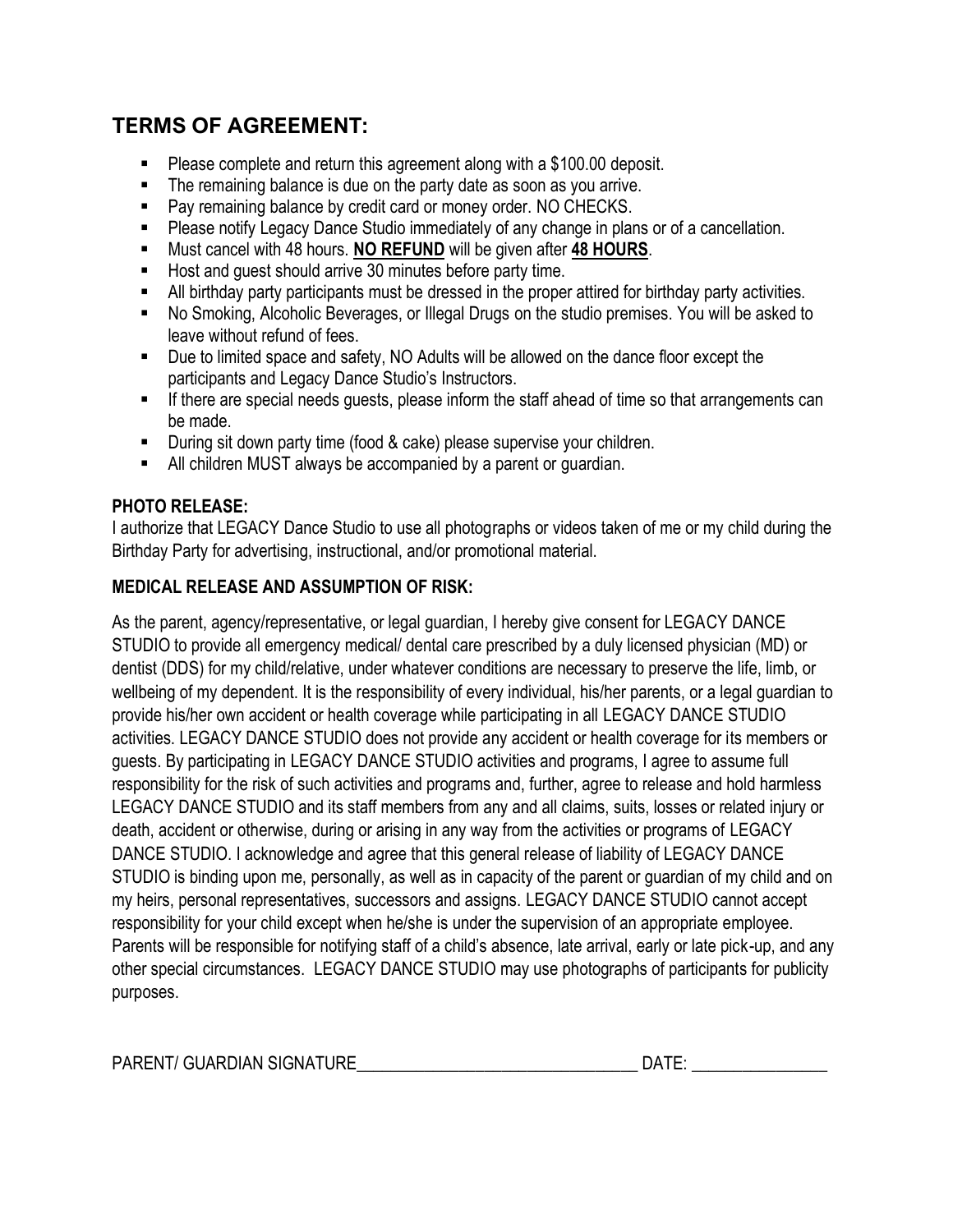## TERMS OF AGREEMENT:

- Please complete and return this agreement along with a $100.00 deposit.
- The remaining balance is due on the party date as soon as you arrive.
- Pay remaining balance by credit card or money order. NO CHECKS.
- Please notify Legacy Dance Studio immediately of any change in plans or of a cancellation.
- Must cancel with 48 hours. **NO REFUND** will be given after **48 HOURS**.
- Host and guest should arrive 30 minutes before party time.
- All birthday party participants must be dressed in the proper attired for birthday party activities.
- No Smoking, Alcoholic Beverages, or Illegal Drugs on the studio premises. You will be asked to leave without refund of fees.
- Due to limited space and safety, NO Adults will be allowed on the dance floor except the participants and Legacy Dance Studio's Instructors.
- If there are special needs guests, please inform the staff ahead of time so that arrangements can be made.
- During sit down party time (food & cake) please supervise your children.
- All children MUST always be accompanied by a parent or guardian.

**PHOTO RELEASE:**

I authorize that LEGACY Dance Studio to use all photographs or videos taken of me or my child during the Birthday Party for advertising, instructional, and/or promotional material.

**MEDICAL RELEASE AND ASSUMPTION OF RISK:**

As the parent, agency/representative, or legal guardian, I hereby give consent for LEGACY DANCE STUDIO to provide all emergency medical/ dental care prescribed by a duly licensed physician (MD) or dentist (DDS) for my child/relative, under whatever conditions are necessary to preserve the life, limb, or wellbeing of my dependent. It is the responsibility of every individual, his/her parents, or a legal guardian to provide his/her own accident or health coverage while participating in all LEGACY DANCE STUDIO activities. LEGACY DANCE STUDIO does not provide any accident or health coverage for its members or guests. By participating in LEGACY DANCE STUDIO activities and programs, I agree to assume full responsibility for the risk of such activities and programs and, further, agree to release and hold harmless LEGACY DANCE STUDIO and its staff members from any and all claims, suits, losses or related injury or death, accident or otherwise, during or arising in any way from the activities or programs of LEGACY DANCE STUDIO. I acknowledge and agree that this general release of liability of LEGACY DANCE STUDIO is binding upon me, personally, as well as in capacity of the parent or guardian of my child and on my heirs, personal representatives, successors and assigns. LEGACY DANCE STUDIO cannot accept responsibility for your child except when he/she is under the supervision of an appropriate employee. Parents will be responsible for notifying staff of a child's absence, late arrival, early or late pick-up, and any other special circumstances. LEGACY DANCE STUDIO may use photographs of participants for publicity purposes.

PARENT/ GUARDIAN SIGNATURE_________________________________ DATE: ________________